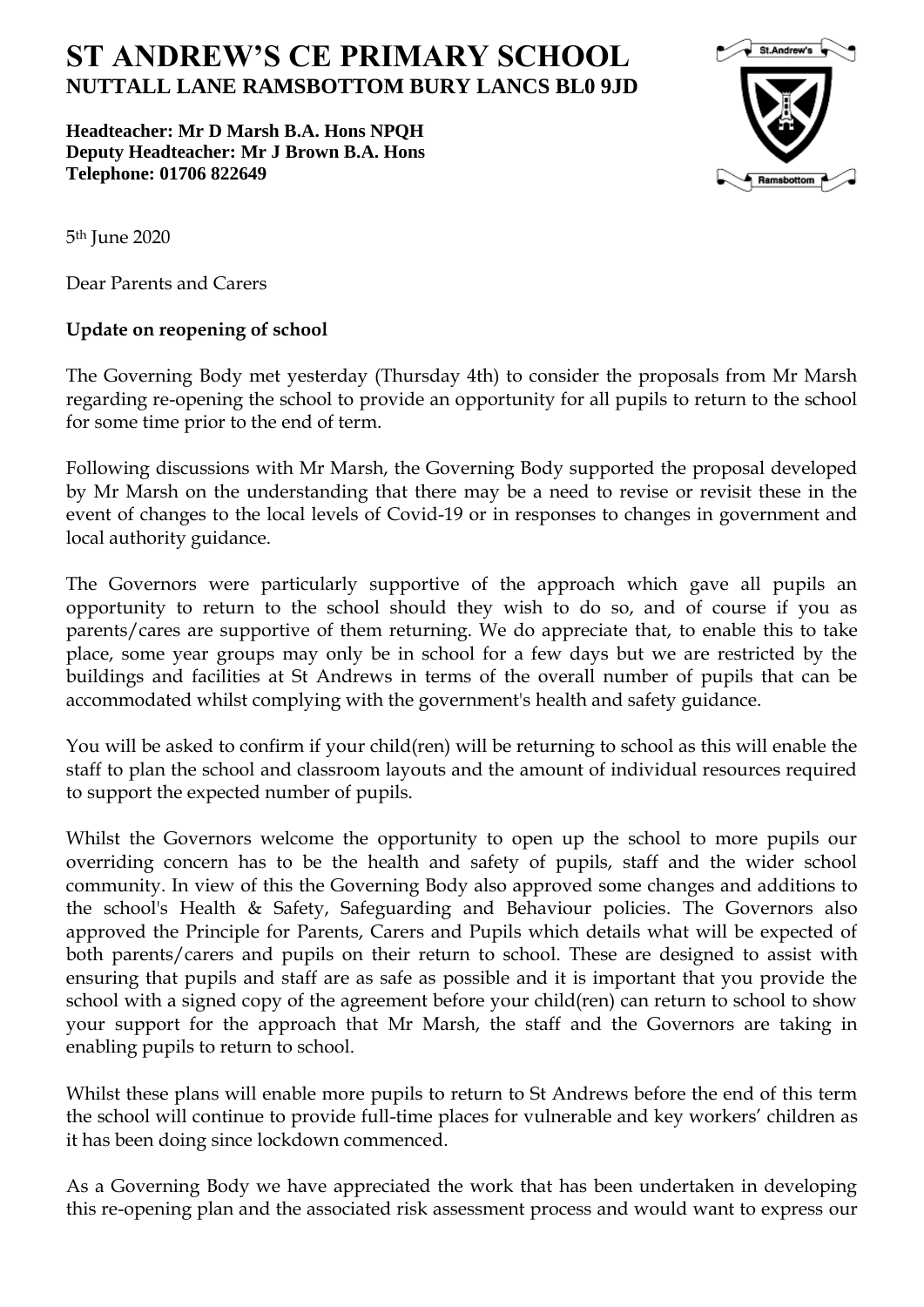# ST ANDREW'S CE PRIMARY SCHOOL

**NUTTALL LANE RAMSBOTTOM BURY LANCS BL0 9JD**

**Headteacher: Mr D Marsh B.A. Hons NPQH**
**Deputy Headteacher: Mr J Brown B.A. Hons**
**Telephone: 01706 822649**

5th June 2020

Dear Parents and Carers

**Update on reopening of school**

The Governing Body met yesterday (Thursday 4th) to consider the proposals from Mr Marsh regarding re-opening the school to provide an opportunity for all pupils to return to the school for some time prior to the end of term.

Following discussions with Mr Marsh, the Governing Body supported the proposal developed by Mr Marsh on the understanding that there may be a need to revise or revisit these in the event of changes to the local levels of Covid-19 or in responses to changes in government and local authority guidance.

The Governors were particularly supportive of the approach which gave all pupils an opportunity to return to the school should they wish to do so, and of course if you as parents/cares are supportive of them returning. We do appreciate that, to enable this to take place, some year groups may only be in school for a few days but we are restricted by the buildings and facilities at St Andrews in terms of the overall number of pupils that can be accommodated whilst complying with the government's health and safety guidance.

You will be asked to confirm if your child(ren) will be returning to school as this will enable the staff to plan the school and classroom layouts and the amount of individual resources required to support the expected number of pupils.

Whilst the Governors welcome the opportunity to open up the school to more pupils our overriding concern has to be the health and safety of pupils, staff and the wider school community. In view of this the Governing Body also approved some changes and additions to the school's Health & Safety, Safeguarding and Behaviour policies. The Governors also approved the Principle for Parents, Carers and Pupils which details what will be expected of both parents/carers and pupils on their return to school. These are designed to assist with ensuring that pupils and staff are as safe as possible and it is important that you provide the school with a signed copy of the agreement before your child(ren) can return to school to show your support for the approach that Mr Marsh, the staff and the Governors are taking in enabling pupils to return to school.

Whilst these plans will enable more pupils to return to St Andrews before the end of this term the school will continue to provide full-time places for vulnerable and key workers' children as it has been doing since lockdown commenced.

As a Governing Body we have appreciated the work that has been undertaken in developing this re-opening plan and the associated risk assessment process and would want to express our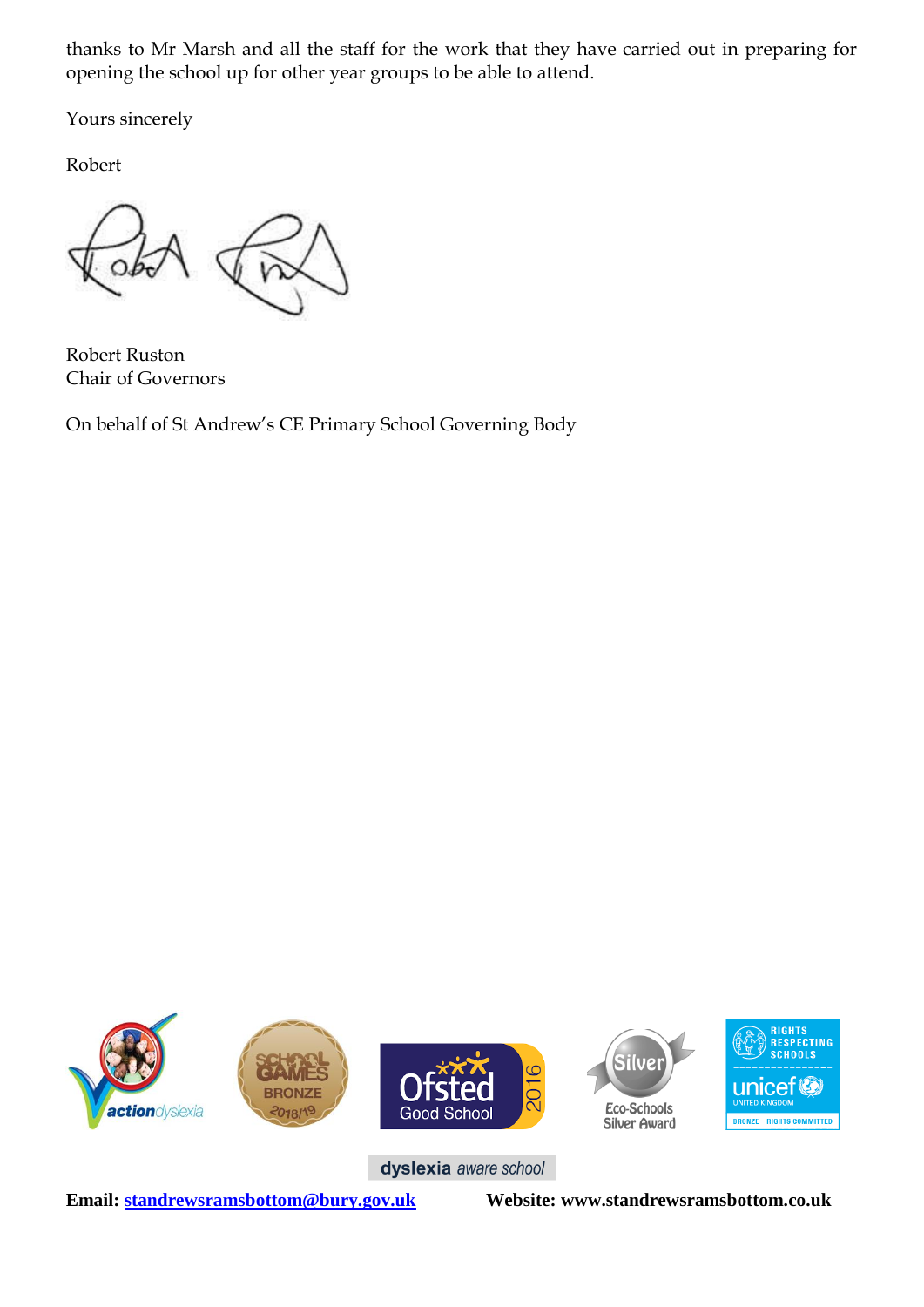thanks to Mr Marsh and all the staff for the work that they have carried out in preparing for opening the school up for other year groups to be able to attend.

Yours sincerely

Robert

Robert Ruston
Chair of Governors

On behalf of St Andrew's CE Primary School Governing Body

**Email:** standrewsramsbottom@bury.gov.uk **Website: www.standrewsramsbottom.co.uk**